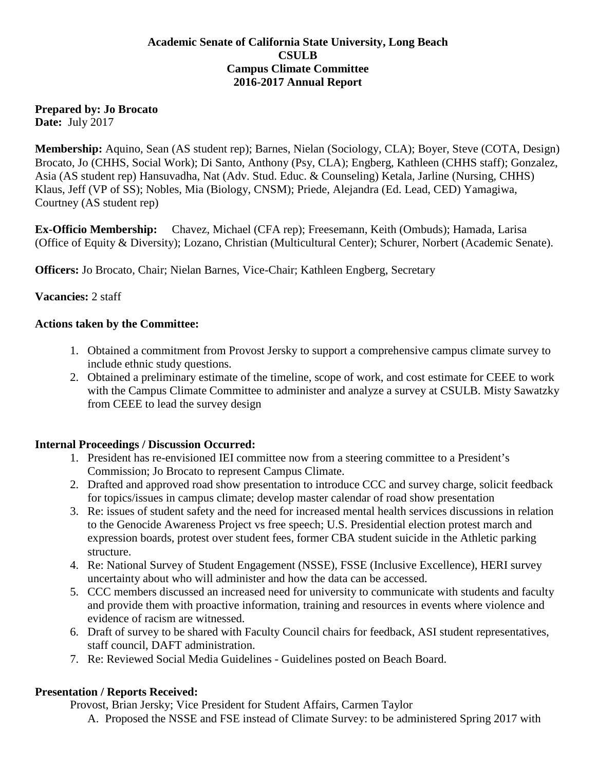**Academic Senate of California State University, Long Beach**
**CSULB**
**Campus Climate Committee**
**2016-2017 Annual Report**

**Prepared by: Jo Brocato**
**Date:** July 2017

**Membership:** Aquino, Sean (AS student rep); Barnes, Nielan (Sociology, CLA); Boyer, Steve (COTA, Design) Brocato, Jo (CHHS, Social Work); Di Santo, Anthony (Psy, CLA); Engberg, Kathleen (CHHS staff); Gonzalez, Asia (AS student rep) Hansuvadha, Nat (Adv. Stud. Educ. & Counseling) Ketala, Jarline (Nursing, CHHS) Klaus, Jeff (VP of SS); Nobles, Mia (Biology, CNSM); Priede, Alejandra (Ed. Lead, CED) Yamagiwa, Courtney (AS student rep)

**Ex-Officio Membership:** Chavez, Michael (CFA rep); Freesemann, Keith (Ombuds); Hamada, Larisa (Office of Equity & Diversity); Lozano, Christian (Multicultural Center); Schurer, Norbert (Academic Senate).

**Officers:** Jo Brocato, Chair; Nielan Barnes, Vice-Chair; Kathleen Engberg, Secretary

**Vacancies:** 2 staff

**Actions taken by the Committee:**

1. Obtained a commitment from Provost Jersky to support a comprehensive campus climate survey to include ethnic study questions.
2. Obtained a preliminary estimate of the timeline, scope of work, and cost estimate for CEEE to work with the Campus Climate Committee to administer and analyze a survey at CSULB. Misty Sawatzky from CEEE to lead the survey design

**Internal Proceedings / Discussion Occurred:**

1. President has re-envisioned IEI committee now from a steering committee to a President's Commission; Jo Brocato to represent Campus Climate.
2. Drafted and approved road show presentation to introduce CCC and survey charge, solicit feedback for topics/issues in campus climate; develop master calendar of road show presentation
3. Re: issues of student safety and the need for increased mental health services discussions in relation to the Genocide Awareness Project vs free speech; U.S. Presidential election protest march and expression boards, protest over student fees, former CBA student suicide in the Athletic parking structure.
4. Re: National Survey of Student Engagement (NSSE), FSSE (Inclusive Excellence), HERI survey uncertainty about who will administer and how the data can be accessed.
5. CCC members discussed an increased need for university to communicate with students and faculty and provide them with proactive information, training and resources in events where violence and evidence of racism are witnessed.
6. Draft of survey to be shared with Faculty Council chairs for feedback, ASI student representatives, staff council, DAFT administration.
7. Re: Reviewed Social Media Guidelines - Guidelines posted on Beach Board.

**Presentation / Reports Received:**

Provost, Brian Jersky; Vice President for Student Affairs, Carmen Taylor

A. Proposed the NSSE and FSE instead of Climate Survey: to be administered Spring 2017 with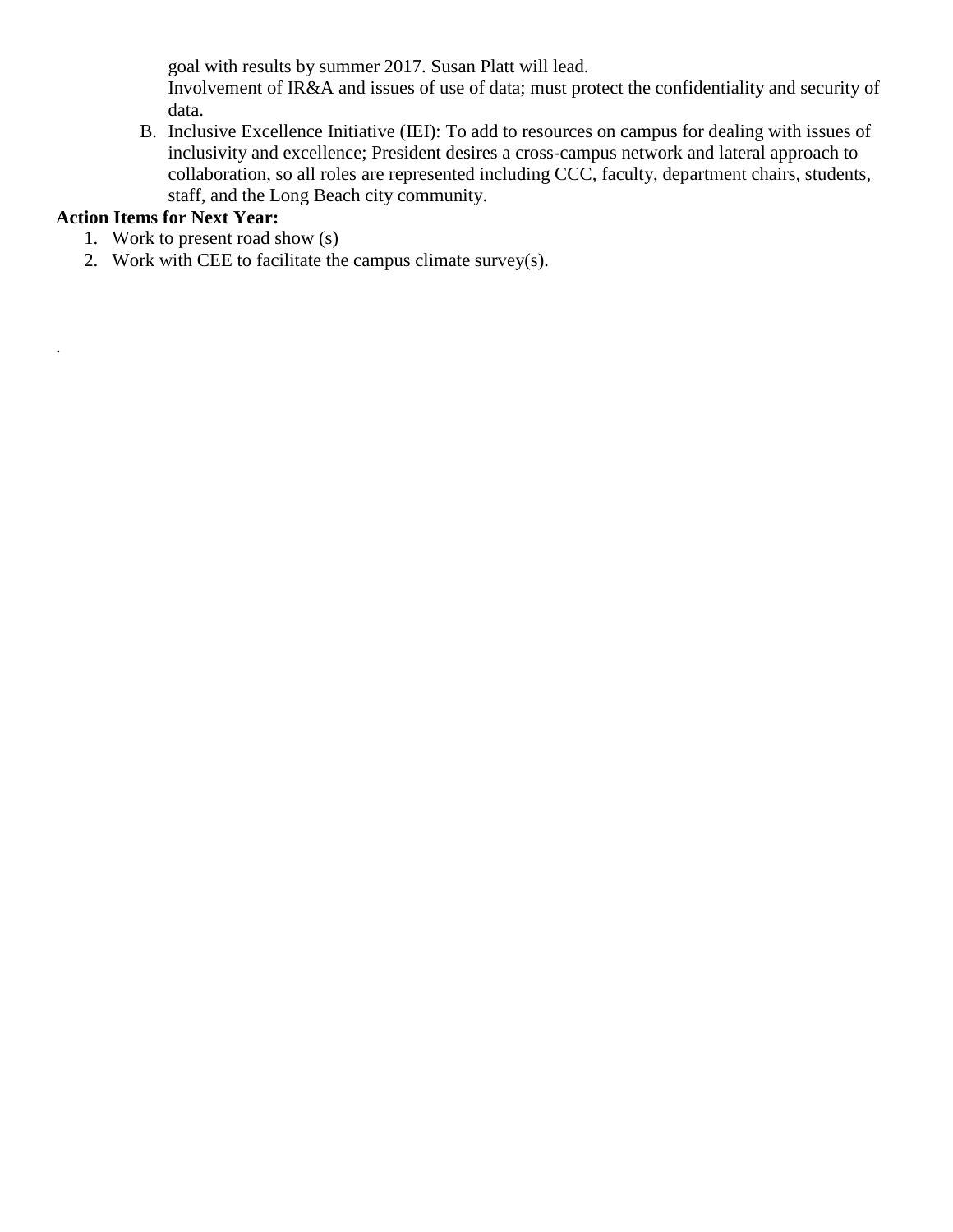goal with results by summer 2017. Susan Platt will lead.
Involvement of IR&A and issues of use of data; must protect the confidentiality and security of data.

B. Inclusive Excellence Initiative (IEI): To add to resources on campus for dealing with issues of inclusivity and excellence; President desires a cross-campus network and lateral approach to collaboration, so all roles are represented including CCC, faculty, department chairs, students, staff, and the Long Beach city community.

**Action Items for Next Year:**

1. Work to present road show (s)
2. Work with CEE to facilitate the campus climate survey(s).

.